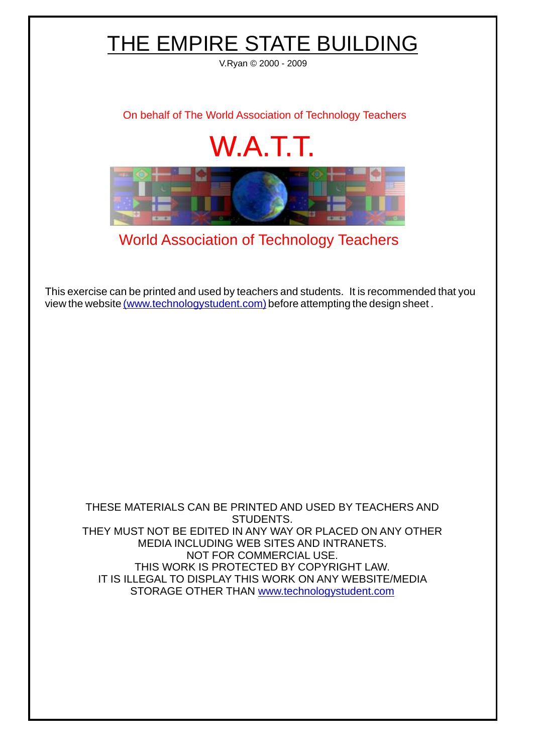# THE EMPIRE STATE BUILDING

V.Ryan © 2000 - 2009

On behalf of The World Association of Technology Teachers

## W.A.T.T.

World Association of Technology Teachers

This exercise can be printed and used by teachers and students. It is recommended that you view the website (www.technologystudent.com) before attempting the design sheet .

THESE MATERIALS CAN BE PRINTED AND USED BY TEACHERS AND STUDENTS.
THEY MUST NOT BE EDITED IN ANY WAY OR PLACED ON ANY OTHER MEDIA INCLUDING WEB SITES AND INTRANETS.
NOT FOR COMMERCIAL USE.
THIS WORK IS PROTECTED BY COPYRIGHT LAW.
IT IS ILLEGAL TO DISPLAY THIS WORK ON ANY WEBSITE/MEDIA STORAGE OTHER THAN www.technologystudent.com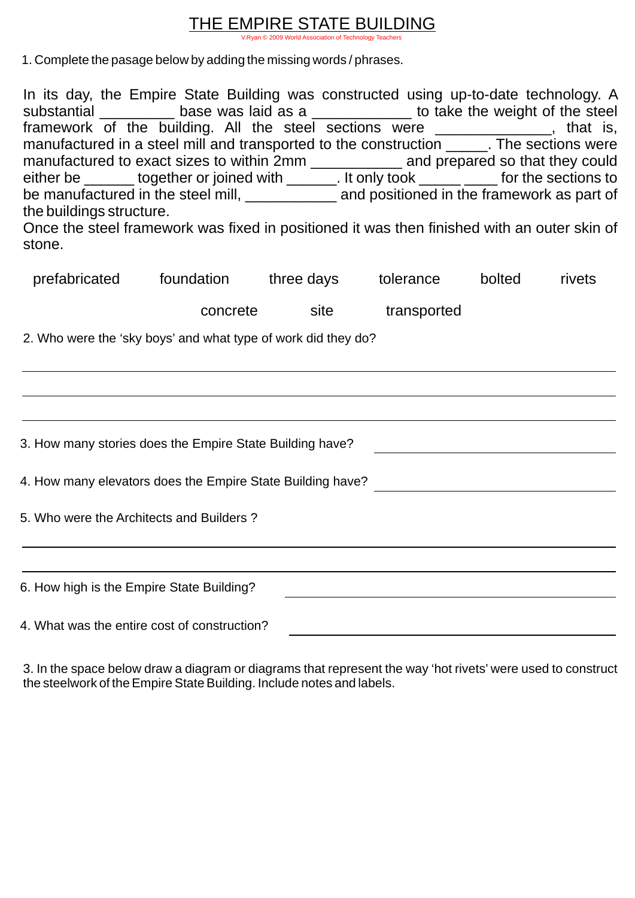# THE EMPIRE STATE BUILDING

V.Ryan © 2009 World Association of Technology Teachers

1. Complete the pasage below by adding the missing words / phrases.

In its day, the Empire State Building was constructed using up-to-date technology. A substantial _________ base was laid as a ____________ to take the weight of the steel framework of the building. All the steel sections were ______________, that is, manufactured in a steel mill and transported to the construction _____. The sections were manufactured to exact sizes to within 2mm ___________ and prepared so that they could either be ______ together or joined with ______. It only took _____ ____ for the sections to be manufactured in the steel mill, ___________ and positioned in the framework as part of the buildings structure.
Once the steel framework was fixed in positioned it was then finished with an outer skin of stone.

prefabricated     foundation     three days     tolerance     bolted     rivets

concrete     site     transported

2. Who were the 'sky boys' and what type of work did they do?

_______________________________________________

_______________________________________________

_______________________________________________

3. How many stories does the Empire State Building have? _______________

4. How many elevators does the Empire State Building have? _______________

5. Who were the Architects and Builders ?

_______________________________________________

_______________________________________________

6. How high is the Empire State Building? _______________

4. What was the entire cost of construction? _______________

3. In the space below draw a diagram or diagrams that represent the way 'hot rivets' were used to construct the steelwork of the Empire State Building. Include notes and labels.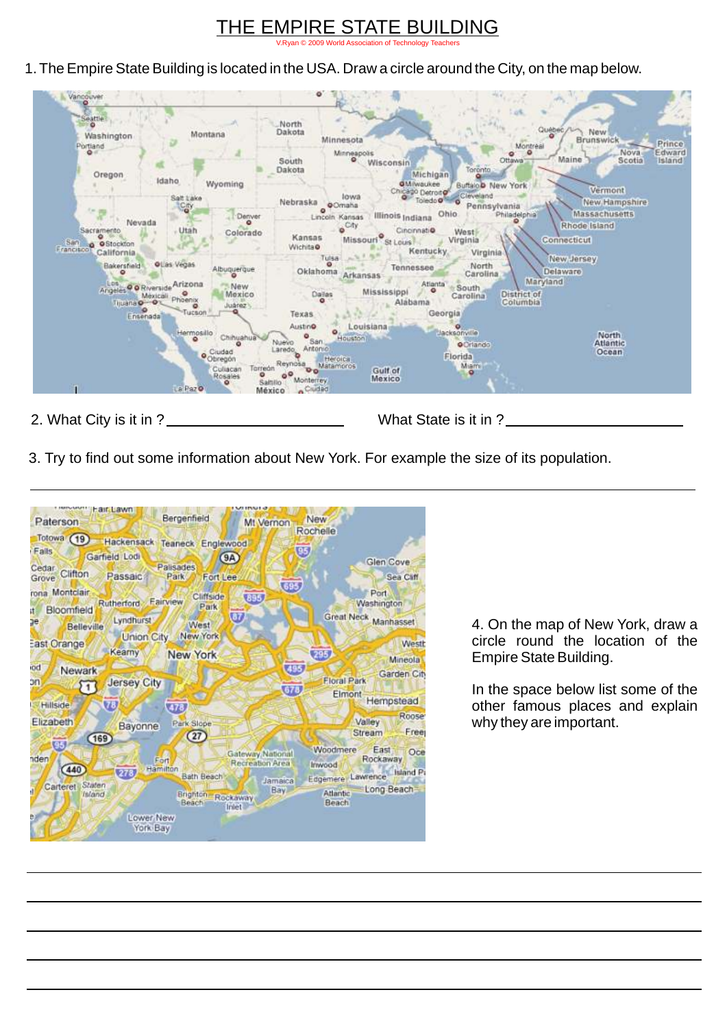# THE EMPIRE STATE BUILDING

V.Ryan © 2009 World Association of Technology Teachers

1. The Empire State Building is located in the USA. Draw a circle around the City, on the map below.

2. What City is it in ? ______________________ What State is it in ? ______________________

3. Try to find out some information about New York. For example the size of its population.

______________________________________________________________________

4. On the map of New York, draw a circle round the location of the Empire State Building.

In the space below list some of the other famous places and explain why they are important.

______________________________________________________________________

______________________________________________________________________

______________________________________________________________________

______________________________________________________________________

______________________________________________________________________